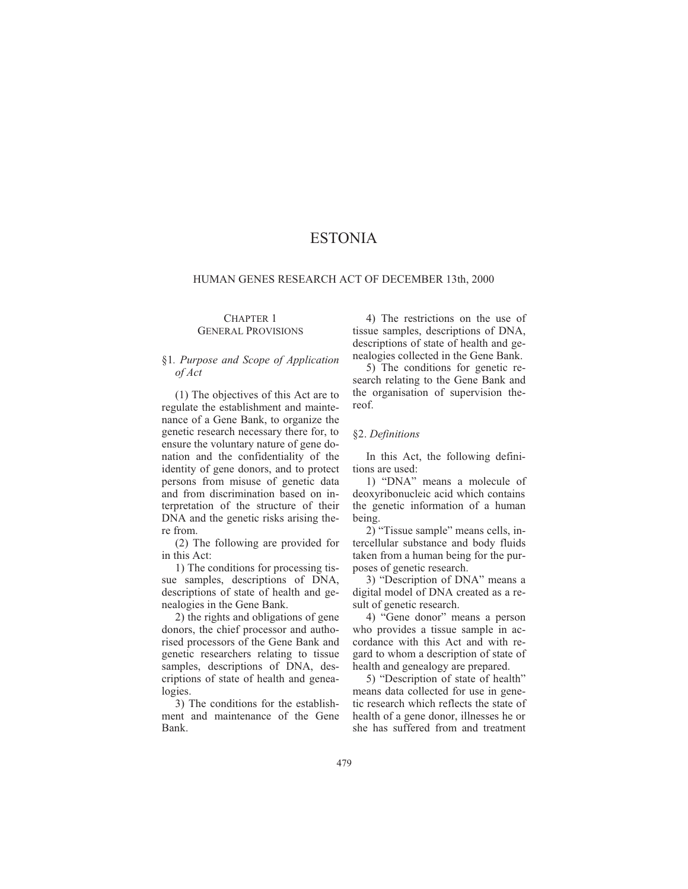# ESTONIA

## HUMAN GENES RESEARCH ACT OF DECEMBER 13th, 2000

### CHAPTER 1
### GENERAL PROVISIONS

#### §1. *Purpose and Scope of Application of Act*

(1) The objectives of this Act are to regulate the establishment and maintenance of a Gene Bank, to organize the genetic research necessary there for, to ensure the voluntary nature of gene donation and the confidentiality of the identity of gene donors, and to protect persons from misuse of genetic data and from discrimination based on interpretation of the structure of their DNA and the genetic risks arising there from.

(2) The following are provided for in this Act:

1) The conditions for processing tissue samples, descriptions of DNA, descriptions of state of health and genealogies in the Gene Bank.

2) the rights and obligations of gene donors, the chief processor and authorised processors of the Gene Bank and genetic researchers relating to tissue samples, descriptions of DNA, descriptions of state of health and genealogies.

3) The conditions for the establishment and maintenance of the Gene Bank.

4) The restrictions on the use of tissue samples, descriptions of DNA, descriptions of state of health and genealogies collected in the Gene Bank.

5) The conditions for genetic research relating to the Gene Bank and the organisation of supervision thereof.

#### §2. *Definitions*

In this Act, the following definitions are used:

1) "DNA" means a molecule of deoxyribonucleic acid which contains the genetic information of a human being.

2) "Tissue sample" means cells, intercellular substance and body fluids taken from a human being for the purposes of genetic research.

3) "Description of DNA" means a digital model of DNA created as a result of genetic research.

4) "Gene donor" means a person who provides a tissue sample in accordance with this Act and with regard to whom a description of state of health and genealogy are prepared.

5) "Description of state of health" means data collected for use in genetic research which reflects the state of health of a gene donor, illnesses he or she has suffered from and treatment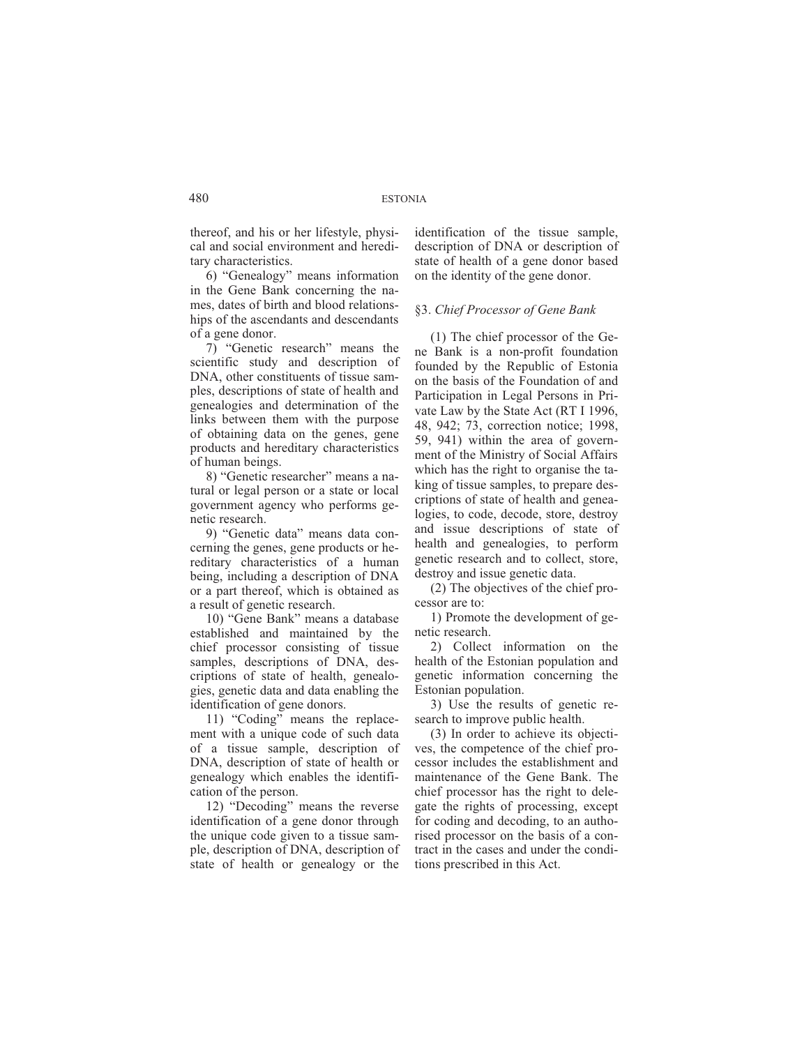thereof, and his or her lifestyle, physical and social environment and hereditary characteristics.

6) "Genealogy" means information in the Gene Bank concerning the names, dates of birth and blood relationships of the ascendants and descendants of a gene donor.

7) "Genetic research" means the scientific study and description of DNA, other constituents of tissue samples, descriptions of state of health and genealogies and determination of the links between them with the purpose of obtaining data on the genes, gene products and hereditary characteristics of human beings.

8) "Genetic researcher" means a natural or legal person or a state or local government agency who performs genetic research.

9) "Genetic data" means data concerning the genes, gene products or hereditary characteristics of a human being, including a description of DNA or a part thereof, which is obtained as a result of genetic research.

10) "Gene Bank" means a database established and maintained by the chief processor consisting of tissue samples, descriptions of DNA, descriptions of state of health, genealogies, genetic data and data enabling the identification of gene donors.

11) "Coding" means the replacement with a unique code of such data of a tissue sample, description of DNA, description of state of health or genealogy which enables the identification of the person.

12) "Decoding" means the reverse identification of a gene donor through the unique code given to a tissue sample, description of DNA, description of state of health or genealogy or the identification of the tissue sample, description of DNA or description of state of health of a gene donor based on the identity of the gene donor.

### §3. *Chief Processor of Gene Bank*

(1) The chief processor of the Gene Bank is a non-profit foundation founded by the Republic of Estonia on the basis of the Foundation of and Participation in Legal Persons in Private Law by the State Act (RT I 1996, 48, 942; 73, correction notice; 1998, 59, 941) within the area of government of the Ministry of Social Affairs which has the right to organise the taking of tissue samples, to prepare descriptions of state of health and genealogies, to code, decode, store, destroy and issue descriptions of state of health and genealogies, to perform genetic research and to collect, store, destroy and issue genetic data.

(2) The objectives of the chief processor are to:

1) Promote the development of genetic research.

2) Collect information on the health of the Estonian population and genetic information concerning the Estonian population.

3) Use the results of genetic research to improve public health.

(3) In order to achieve its objectives, the competence of the chief processor includes the establishment and maintenance of the Gene Bank. The chief processor has the right to delegate the rights of processing, except for coding and decoding, to an authorised processor on the basis of a contract in the cases and under the conditions prescribed in this Act.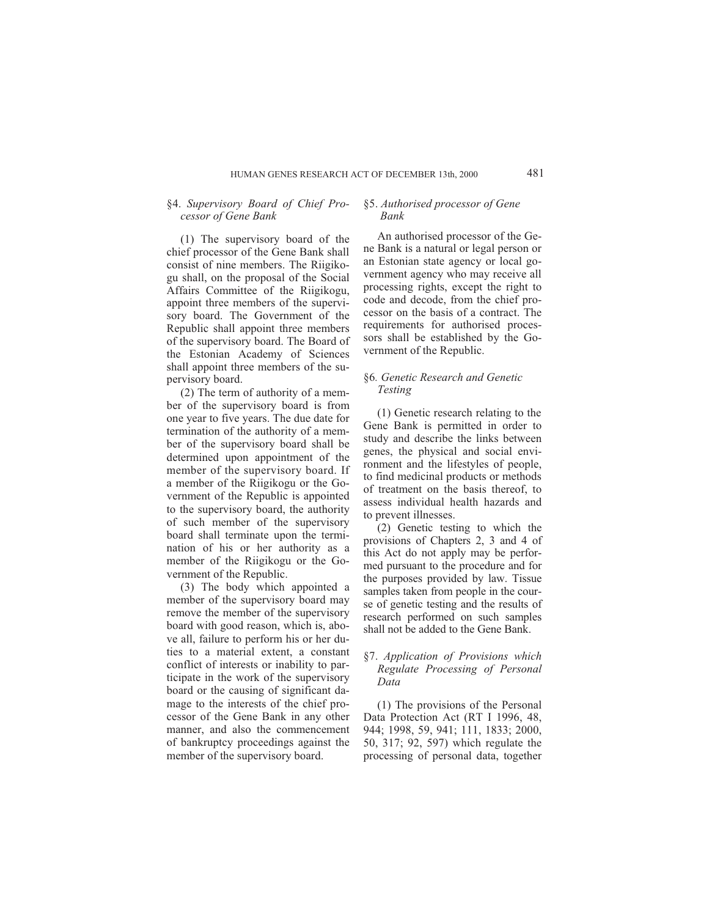### §4. *Supervisory Board of Chief Processor of Gene Bank*

(1) The supervisory board of the chief processor of the Gene Bank shall consist of nine members. The Riigikogu shall, on the proposal of the Social Affairs Committee of the Riigikogu, appoint three members of the supervisory board. The Government of the Republic shall appoint three members of the supervisory board. The Board of the Estonian Academy of Sciences shall appoint three members of the supervisory board.

(2) The term of authority of a member of the supervisory board is from one year to five years. The due date for termination of the authority of a member of the supervisory board shall be determined upon appointment of the member of the supervisory board. If a member of the Riigikogu or the Government of the Republic is appointed to the supervisory board, the authority of such member of the supervisory board shall terminate upon the termination of his or her authority as a member of the Riigikogu or the Government of the Republic.

(3) The body which appointed a member of the supervisory board may remove the member of the supervisory board with good reason, which is, above all, failure to perform his or her duties to a material extent, a constant conflict of interests or inability to participate in the work of the supervisory board or the causing of significant damage to the interests of the chief processor of the Gene Bank in any other manner, and also the commencement of bankruptcy proceedings against the member of the supervisory board.

### §5. *Authorised processor of Gene Bank*

An authorised processor of the Gene Bank is a natural or legal person or an Estonian state agency or local government agency who may receive all processing rights, except the right to code and decode, from the chief processor on the basis of a contract. The requirements for authorised processors shall be established by the Government of the Republic.

### §6. *Genetic Research and Genetic Testing*

(1) Genetic research relating to the Gene Bank is permitted in order to study and describe the links between genes, the physical and social environment and the lifestyles of people, to find medicinal products or methods of treatment on the basis thereof, to assess individual health hazards and to prevent illnesses.

(2) Genetic testing to which the provisions of Chapters 2, 3 and 4 of this Act do not apply may be performed pursuant to the procedure and for the purposes provided by law. Tissue samples taken from people in the course of genetic testing and the results of research performed on such samples shall not be added to the Gene Bank.

### §7. *Application of Provisions which Regulate Processing of Personal Data*

(1) The provisions of the Personal Data Protection Act (RT I 1996, 48, 944; 1998, 59, 941; 111, 1833; 2000, 50, 317; 92, 597) which regulate the processing of personal data, together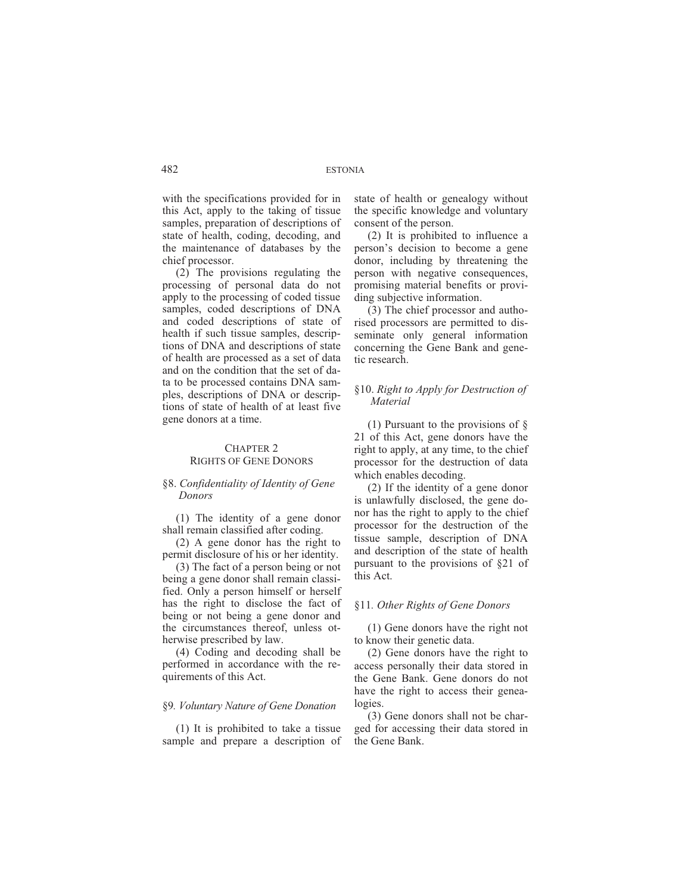with the specifications provided for in this Act, apply to the taking of tissue samples, preparation of descriptions of state of health, coding, decoding, and the maintenance of databases by the chief processor.

(2) The provisions regulating the processing of personal data do not apply to the processing of coded tissue samples, coded descriptions of DNA and coded descriptions of state of health if such tissue samples, descriptions of DNA and descriptions of state of health are processed as a set of data and on the condition that the set of data to be processed contains DNA samples, descriptions of DNA or descriptions of state of health of at least five gene donors at a time.

## CHAPTER 2
## RIGHTS OF GENE DONORS

### §8. *Confidentiality of Identity of Gene Donors*

(1) The identity of a gene donor shall remain classified after coding.

(2) A gene donor has the right to permit disclosure of his or her identity.

(3) The fact of a person being or not being a gene donor shall remain classified. Only a person himself or herself has the right to disclose the fact of being or not being a gene donor and the circumstances thereof, unless otherwise prescribed by law.

(4) Coding and decoding shall be performed in accordance with the requirements of this Act.

### §9. *Voluntary Nature of Gene Donation*

(1) It is prohibited to take a tissue sample and prepare a description of state of health or genealogy without the specific knowledge and voluntary consent of the person.

(2) It is prohibited to influence a person's decision to become a gene donor, including by threatening the person with negative consequences, promising material benefits or providing subjective information.

(3) The chief processor and authorised processors are permitted to disseminate only general information concerning the Gene Bank and genetic research.

### §10. *Right to Apply for Destruction of Material*

(1) Pursuant to the provisions of § 21 of this Act, gene donors have the right to apply, at any time, to the chief processor for the destruction of data which enables decoding.

(2) If the identity of a gene donor is unlawfully disclosed, the gene donor has the right to apply to the chief processor for the destruction of the tissue sample, description of DNA and description of the state of health pursuant to the provisions of §21 of this Act.

### §11. *Other Rights of Gene Donors*

(1) Gene donors have the right not to know their genetic data.

(2) Gene donors have the right to access personally their data stored in the Gene Bank. Gene donors do not have the right to access their genealogies.

(3) Gene donors shall not be charged for accessing their data stored in the Gene Bank.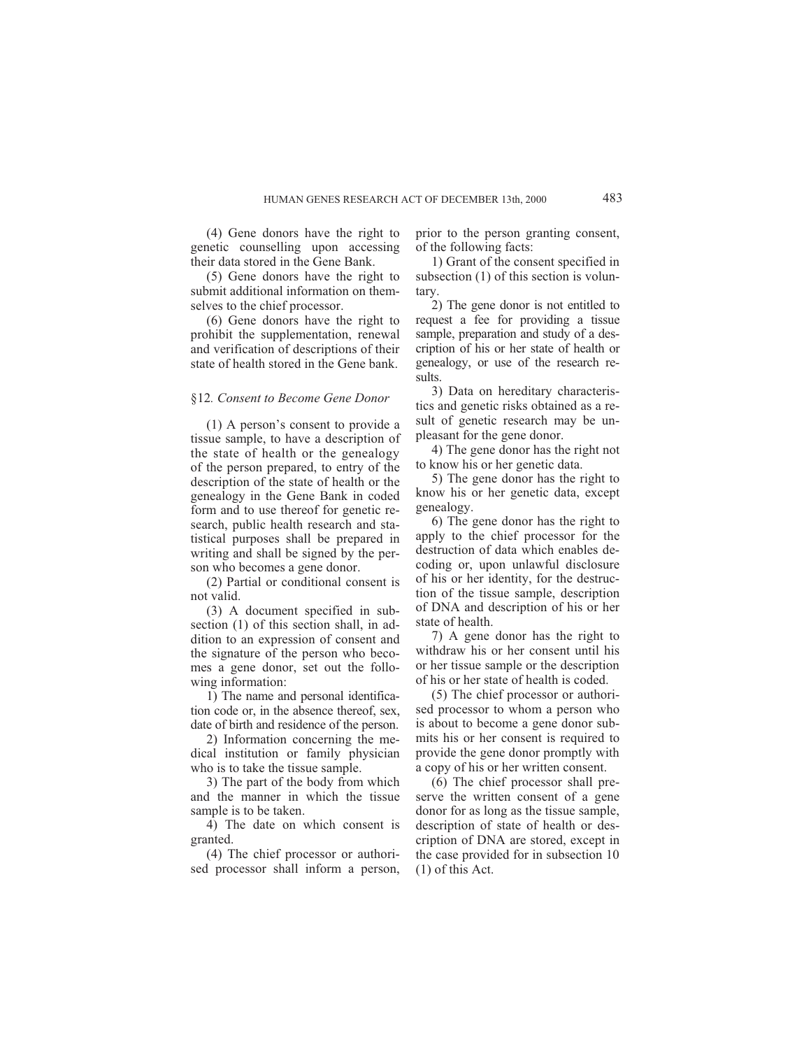(4) Gene donors have the right to genetic counselling upon accessing their data stored in the Gene Bank.

(5) Gene donors have the right to submit additional information on themselves to the chief processor.

(6) Gene donors have the right to prohibit the supplementation, renewal and verification of descriptions of their state of health stored in the Gene bank.

## §12. *Consent to Become Gene Donor*

(1) A person's consent to provide a tissue sample, to have a description of the state of health or the genealogy of the person prepared, to entry of the description of the state of health or the genealogy in the Gene Bank in coded form and to use thereof for genetic research, public health research and statistical purposes shall be prepared in writing and shall be signed by the person who becomes a gene donor.

(2) Partial or conditional consent is not valid.

(3) A document specified in subsection (1) of this section shall, in addition to an expression of consent and the signature of the person who becomes a gene donor, set out the following information:

1) The name and personal identification code or, in the absence thereof, sex, date of birth and residence of the person.

2) Information concerning the medical institution or family physician who is to take the tissue sample.

3) The part of the body from which and the manner in which the tissue sample is to be taken.

4) The date on which consent is granted.

(4) The chief processor or authorised processor shall inform a person, prior to the person granting consent, of the following facts:

1) Grant of the consent specified in subsection (1) of this section is voluntary.

2) The gene donor is not entitled to request a fee for providing a tissue sample, preparation and study of a description of his or her state of health or genealogy, or use of the research results.

3) Data on hereditary characteristics and genetic risks obtained as a result of genetic research may be unpleasant for the gene donor.

4) The gene donor has the right not to know his or her genetic data.

5) The gene donor has the right to know his or her genetic data, except genealogy.

6) The gene donor has the right to apply to the chief processor for the destruction of data which enables decoding or, upon unlawful disclosure of his or her identity, for the destruction of the tissue sample, description of DNA and description of his or her state of health.

7) A gene donor has the right to withdraw his or her consent until his or her tissue sample or the description of his or her state of health is coded.

(5) The chief processor or authorised processor to whom a person who is about to become a gene donor submits his or her consent is required to provide the gene donor promptly with a copy of his or her written consent.

(6) The chief processor shall preserve the written consent of a gene donor for as long as the tissue sample, description of state of health or description of DNA are stored, except in the case provided for in subsection 10 (1) of this Act.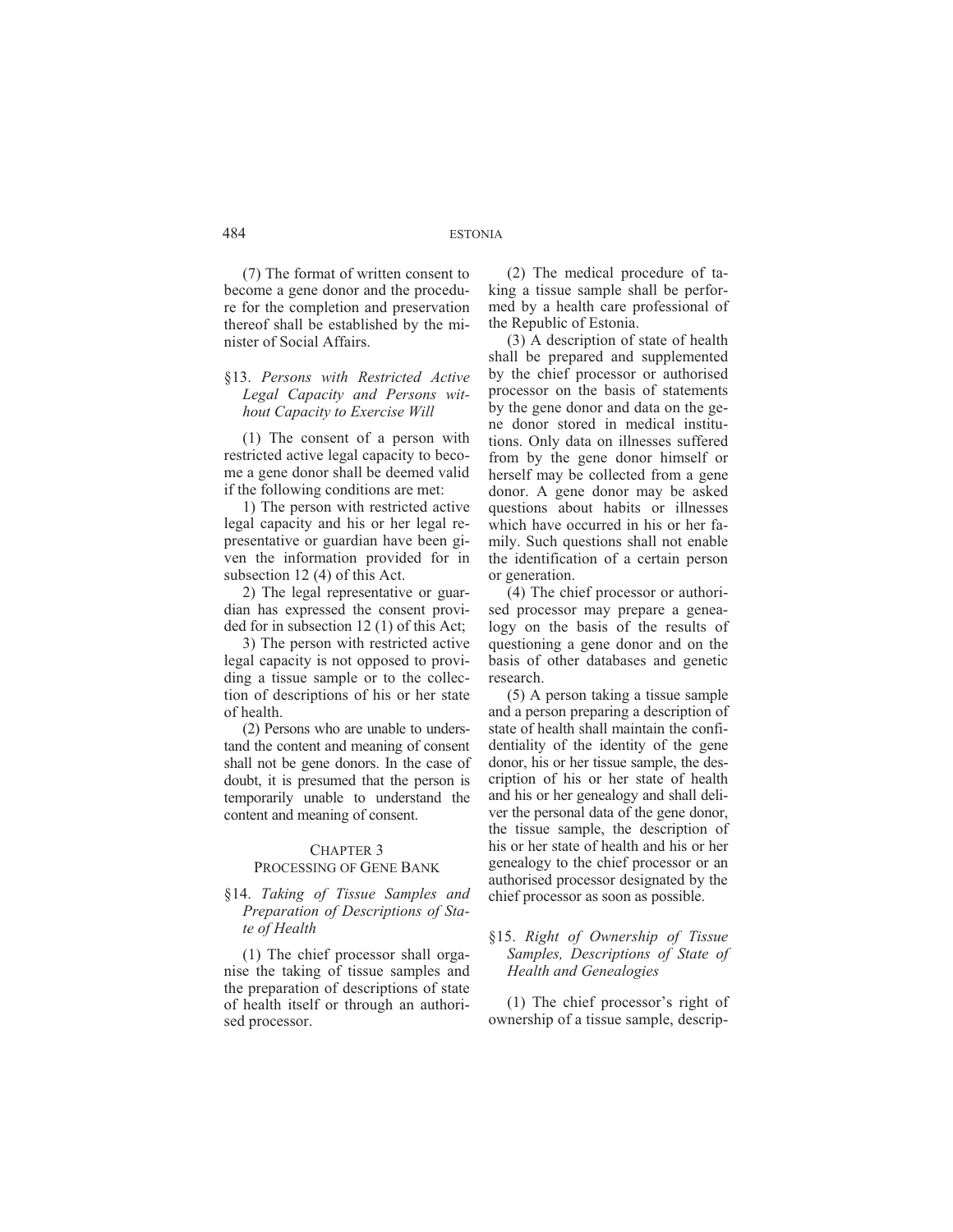(7) The format of written consent to become a gene donor and the procedure for the completion and preservation thereof shall be established by the minister of Social Affairs.

### §13. *Persons with Restricted Active Legal Capacity and Persons without Capacity to Exercise Will*

(1) The consent of a person with restricted active legal capacity to become a gene donor shall be deemed valid if the following conditions are met:

1) The person with restricted active legal capacity and his or her legal representative or guardian have been given the information provided for in subsection 12 (4) of this Act.

2) The legal representative or guardian has expressed the consent provided for in subsection 12 (1) of this Act;

3) The person with restricted active legal capacity is not opposed to providing a tissue sample or to the collection of descriptions of his or her state of health.

(2) Persons who are unable to understand the content and meaning of consent shall not be gene donors. In the case of doubt, it is presumed that the person is temporarily unable to understand the content and meaning of consent.

## CHAPTER 3
## PROCESSING OF GENE BANK

### §14. *Taking of Tissue Samples and Preparation of Descriptions of State of Health*

(1) The chief processor shall organise the taking of tissue samples and the preparation of descriptions of state of health itself or through an authorised processor.

(2) The medical procedure of taking a tissue sample shall be performed by a health care professional of the Republic of Estonia.

(3) A description of state of health shall be prepared and supplemented by the chief processor or authorised processor on the basis of statements by the gene donor and data on the gene donor stored in medical institutions. Only data on illnesses suffered from by the gene donor himself or herself may be collected from a gene donor. A gene donor may be asked questions about habits or illnesses which have occurred in his or her family. Such questions shall not enable the identification of a certain person or generation.

(4) The chief processor or authorised processor may prepare a genealogy on the basis of the results of questioning a gene donor and on the basis of other databases and genetic research.

(5) A person taking a tissue sample and a person preparing a description of state of health shall maintain the confidentiality of the identity of the gene donor, his or her tissue sample, the description of his or her state of health and his or her genealogy and shall deliver the personal data of the gene donor, the tissue sample, the description of his or her state of health and his or her genealogy to the chief processor or an authorised processor designated by the chief processor as soon as possible.

### §15. *Right of Ownership of Tissue Samples, Descriptions of State of Health and Genealogies*

(1) The chief processor's right of ownership of a tissue sample, descrip-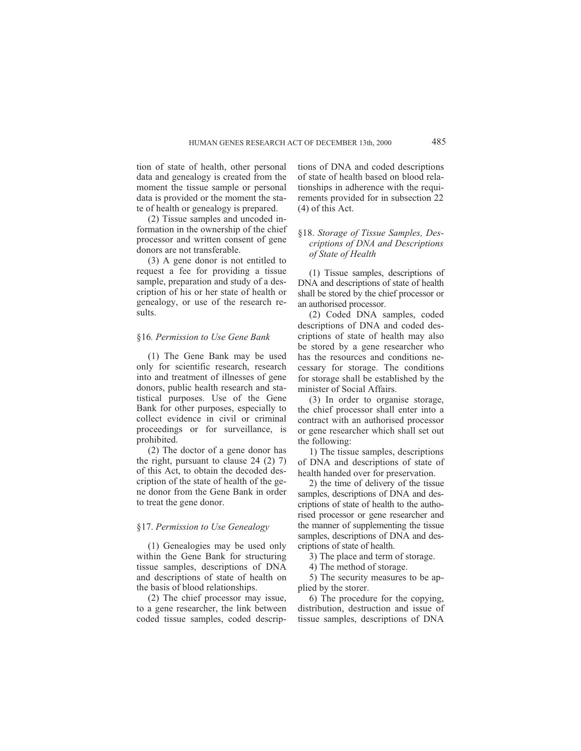tion of state of health, other personal data and genealogy is created from the moment the tissue sample or personal data is provided or the moment the state of health or genealogy is prepared.

(2) Tissue samples and uncoded information in the ownership of the chief processor and written consent of gene donors are not transferable.

(3) A gene donor is not entitled to request a fee for providing a tissue sample, preparation and study of a description of his or her state of health or genealogy, or use of the research results.

### §16. *Permission to Use Gene Bank*

(1) The Gene Bank may be used only for scientific research, research into and treatment of illnesses of gene donors, public health research and statistical purposes. Use of the Gene Bank for other purposes, especially to collect evidence in civil or criminal proceedings or for surveillance, is prohibited.

(2) The doctor of a gene donor has the right, pursuant to clause 24 (2) 7) of this Act, to obtain the decoded description of the state of health of the gene donor from the Gene Bank in order to treat the gene donor.

### §17. *Permission to Use Genealogy*

(1) Genealogies may be used only within the Gene Bank for structuring tissue samples, descriptions of DNA and descriptions of state of health on the basis of blood relationships.

(2) The chief processor may issue, to a gene researcher, the link between coded tissue samples, coded descriptions of DNA and coded descriptions of state of health based on blood relationships in adherence with the requirements provided for in subsection 22 (4) of this Act.

### §18. *Storage of Tissue Samples, Descriptions of DNA and Descriptions of State of Health*

(1) Tissue samples, descriptions of DNA and descriptions of state of health shall be stored by the chief processor or an authorised processor.

(2) Coded DNA samples, coded descriptions of DNA and coded descriptions of state of health may also be stored by a gene researcher who has the resources and conditions necessary for storage. The conditions for storage shall be established by the minister of Social Affairs.

(3) In order to organise storage, the chief processor shall enter into a contract with an authorised processor or gene researcher which shall set out the following:

1) The tissue samples, descriptions of DNA and descriptions of state of health handed over for preservation.

2) the time of delivery of the tissue samples, descriptions of DNA and descriptions of state of health to the authorised processor or gene researcher and the manner of supplementing the tissue samples, descriptions of DNA and descriptions of state of health.

3) The place and term of storage.

4) The method of storage.

5) The security measures to be applied by the storer.

6) The procedure for the copying, distribution, destruction and issue of tissue samples, descriptions of DNA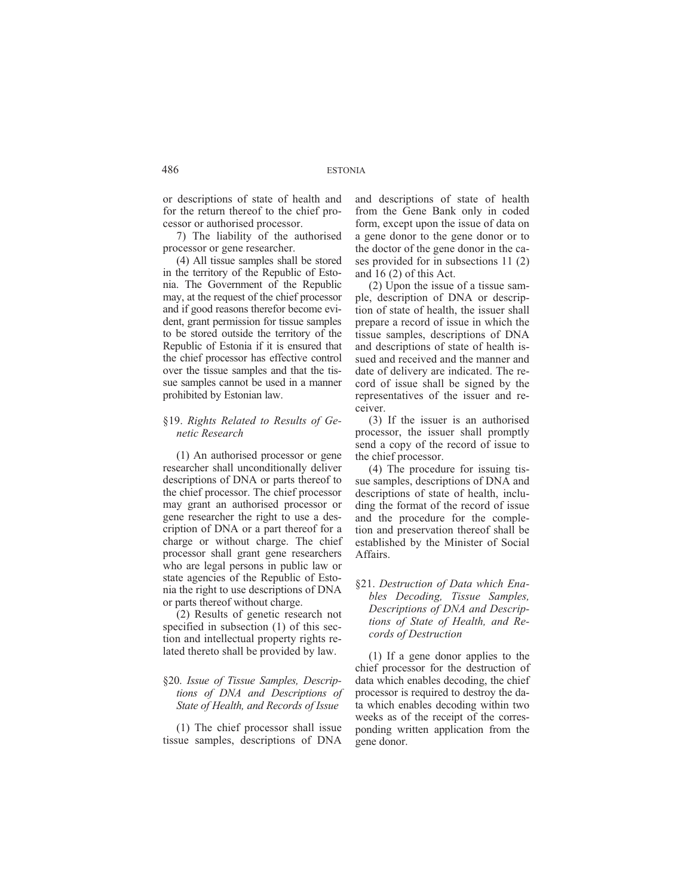or descriptions of state of health and for the return thereof to the chief processor or authorised processor.

7) The liability of the authorised processor or gene researcher.

(4) All tissue samples shall be stored in the territory of the Republic of Estonia. The Government of the Republic may, at the request of the chief processor and if good reasons therefor become evident, grant permission for tissue samples to be stored outside the territory of the Republic of Estonia if it is ensured that the chief processor has effective control over the tissue samples and that the tissue samples cannot be used in a manner prohibited by Estonian law.

### §19. *Rights Related to Results of Genetic Research*

(1) An authorised processor or gene researcher shall unconditionally deliver descriptions of DNA or parts thereof to the chief processor. The chief processor may grant an authorised processor or gene researcher the right to use a description of DNA or a part thereof for a charge or without charge. The chief processor shall grant gene researchers who are legal persons in public law or state agencies of the Republic of Estonia the right to use descriptions of DNA or parts thereof without charge.

(2) Results of genetic research not specified in subsection (1) of this section and intellectual property rights related thereto shall be provided by law.

### §20. *Issue of Tissue Samples, Descriptions of DNA and Descriptions of State of Health, and Records of Issue*

(1) The chief processor shall issue tissue samples, descriptions of DNA and descriptions of state of health from the Gene Bank only in coded form, except upon the issue of data on a gene donor to the gene donor or to the doctor of the gene donor in the cases provided for in subsections 11 (2) and 16 (2) of this Act.

(2) Upon the issue of a tissue sample, description of DNA or description of state of health, the issuer shall prepare a record of issue in which the tissue samples, descriptions of DNA and descriptions of state of health issued and received and the manner and date of delivery are indicated. The record of issue shall be signed by the representatives of the issuer and receiver.

(3) If the issuer is an authorised processor, the issuer shall promptly send a copy of the record of issue to the chief processor.

(4) The procedure for issuing tissue samples, descriptions of DNA and descriptions of state of health, including the format of the record of issue and the procedure for the completion and preservation thereof shall be established by the Minister of Social Affairs.

### §21. *Destruction of Data which Enables Decoding, Tissue Samples, Descriptions of DNA and Descriptions of State of Health, and Records of Destruction*

(1) If a gene donor applies to the chief processor for the destruction of data which enables decoding, the chief processor is required to destroy the data which enables decoding within two weeks as of the receipt of the corresponding written application from the gene donor.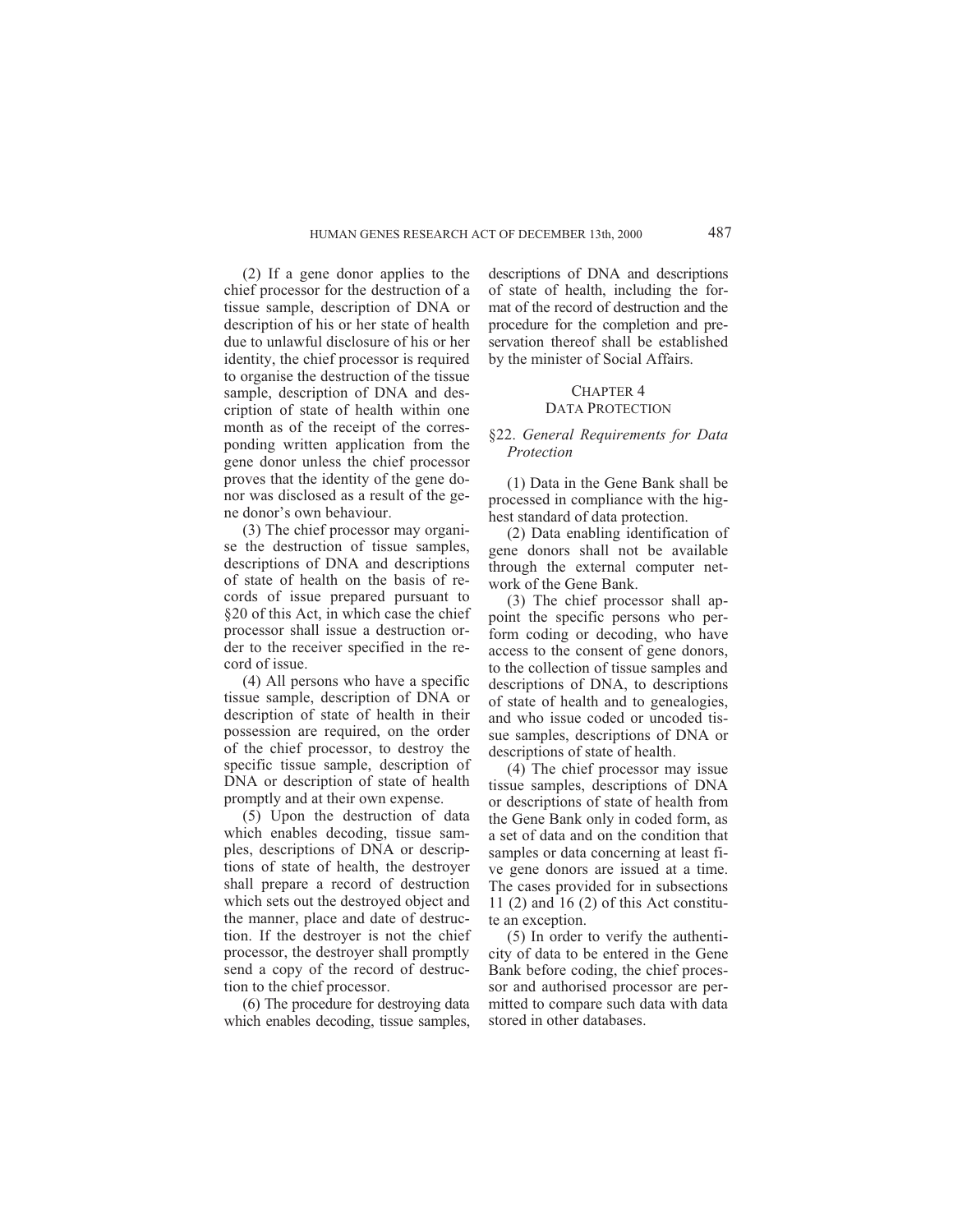(2) If a gene donor applies to the chief processor for the destruction of a tissue sample, description of DNA or description of his or her state of health due to unlawful disclosure of his or her identity, the chief processor is required to organise the destruction of the tissue sample, description of DNA and description of state of health within one month as of the receipt of the corresponding written application from the gene donor unless the chief processor proves that the identity of the gene donor was disclosed as a result of the gene donor's own behaviour.

(3) The chief processor may organise the destruction of tissue samples, descriptions of DNA and descriptions of state of health on the basis of records of issue prepared pursuant to §20 of this Act, in which case the chief processor shall issue a destruction order to the receiver specified in the record of issue.

(4) All persons who have a specific tissue sample, description of DNA or description of state of health in their possession are required, on the order of the chief processor, to destroy the specific tissue sample, description of DNA or description of state of health promptly and at their own expense.

(5) Upon the destruction of data which enables decoding, tissue samples, descriptions of DNA or descriptions of state of health, the destroyer shall prepare a record of destruction which sets out the destroyed object and the manner, place and date of destruction. If the destroyer is not the chief processor, the destroyer shall promptly send a copy of the record of destruction to the chief processor.

(6) The procedure for destroying data which enables decoding, tissue samples, descriptions of DNA and descriptions of state of health, including the format of the record of destruction and the procedure for the completion and preservation thereof shall be established by the minister of Social Affairs.

## CHAPTER 4
## DATA PROTECTION

### §22. *General Requirements for Data Protection*

(1) Data in the Gene Bank shall be processed in compliance with the highest standard of data protection.

(2) Data enabling identification of gene donors shall not be available through the external computer network of the Gene Bank.

(3) The chief processor shall appoint the specific persons who perform coding or decoding, who have access to the consent of gene donors, to the collection of tissue samples and descriptions of DNA, to descriptions of state of health and to genealogies, and who issue coded or uncoded tissue samples, descriptions of DNA or descriptions of state of health.

(4) The chief processor may issue tissue samples, descriptions of DNA or descriptions of state of health from the Gene Bank only in coded form, as a set of data and on the condition that samples or data concerning at least five gene donors are issued at a time. The cases provided for in subsections 11 (2) and 16 (2) of this Act constitute an exception.

(5) In order to verify the authenticity of data to be entered in the Gene Bank before coding, the chief processor and authorised processor are permitted to compare such data with data stored in other databases.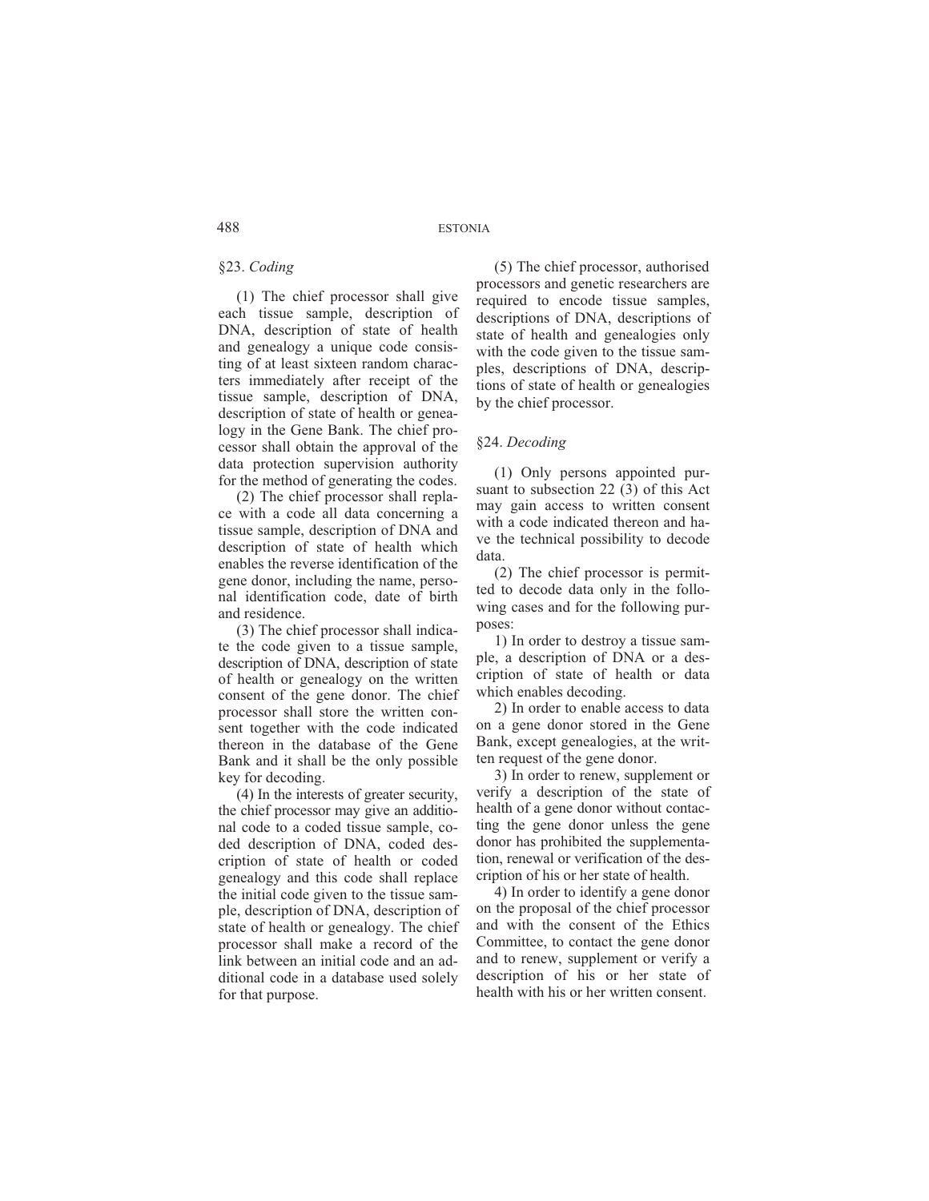### §23. *Coding*

(1) The chief processor shall give each tissue sample, description of DNA, description of state of health and genealogy a unique code consisting of at least sixteen random characters immediately after receipt of the tissue sample, description of DNA, description of state of health or genealogy in the Gene Bank. The chief processor shall obtain the approval of the data protection supervision authority for the method of generating the codes.

(2) The chief processor shall replace with a code all data concerning a tissue sample, description of DNA and description of state of health which enables the reverse identification of the gene donor, including the name, personal identification code, date of birth and residence.

(3) The chief processor shall indicate the code given to a tissue sample, description of DNA, description of state of health or genealogy on the written consent of the gene donor. The chief processor shall store the written consent together with the code indicated thereon in the database of the Gene Bank and it shall be the only possible key for decoding.

(4) In the interests of greater security, the chief processor may give an additional code to a coded tissue sample, coded description of DNA, coded description of state of health or coded genealogy and this code shall replace the initial code given to the tissue sample, description of DNA, description of state of health or genealogy. The chief processor shall make a record of the link between an initial code and an additional code in a database used solely for that purpose.

(5) The chief processor, authorised processors and genetic researchers are required to encode tissue samples, descriptions of DNA, descriptions of state of health and genealogies only with the code given to the tissue samples, descriptions of DNA, descriptions of state of health or genealogies by the chief processor.

### §24. *Decoding*

(1) Only persons appointed pursuant to subsection 22 (3) of this Act may gain access to written consent with a code indicated thereon and have the technical possibility to decode data.

(2) The chief processor is permitted to decode data only in the following cases and for the following purposes:

1) In order to destroy a tissue sample, a description of DNA or a description of state of health or data which enables decoding.

2) In order to enable access to data on a gene donor stored in the Gene Bank, except genealogies, at the written request of the gene donor.

3) In order to renew, supplement or verify a description of the state of health of a gene donor without contacting the gene donor unless the gene donor has prohibited the supplementation, renewal or verification of the description of his or her state of health.

4) In order to identify a gene donor on the proposal of the chief processor and with the consent of the Ethics Committee, to contact the gene donor and to renew, supplement or verify a description of his or her state of health with his or her written consent.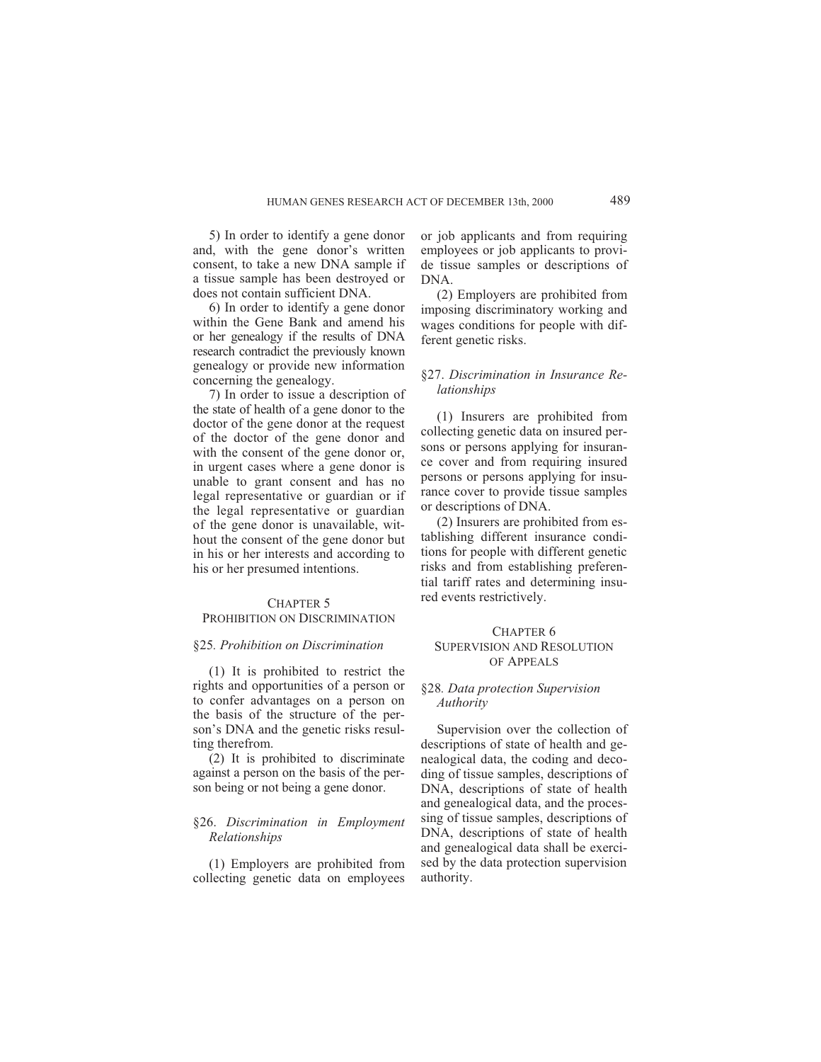5) In order to identify a gene donor and, with the gene donor's written consent, to take a new DNA sample if a tissue sample has been destroyed or does not contain sufficient DNA.

6) In order to identify a gene donor within the Gene Bank and amend his or her genealogy if the results of DNA research contradict the previously known genealogy or provide new information concerning the genealogy.

7) In order to issue a description of the state of health of a gene donor to the doctor of the gene donor at the request of the doctor of the gene donor and with the consent of the gene donor or, in urgent cases where a gene donor is unable to grant consent and has no legal representative or guardian or if the legal representative or guardian of the gene donor is unavailable, without the consent of the gene donor but in his or her interests and according to his or her presumed intentions.

## CHAPTER 5
## PROHIBITION ON DISCRIMINATION

### §25. *Prohibition on Discrimination*

(1) It is prohibited to restrict the rights and opportunities of a person or to confer advantages on a person on the basis of the structure of the person's DNA and the genetic risks resulting therefrom.

(2) It is prohibited to discriminate against a person on the basis of the person being or not being a gene donor.

### §26. *Discrimination in Employment Relationships*

(1) Employers are prohibited from collecting genetic data on employees or job applicants and from requiring employees or job applicants to provide tissue samples or descriptions of DNA.

(2) Employers are prohibited from imposing discriminatory working and wages conditions for people with different genetic risks.

### §27. *Discrimination in Insurance Relationships*

(1) Insurers are prohibited from collecting genetic data on insured persons or persons applying for insurance cover and from requiring insured persons or persons applying for insurance cover to provide tissue samples or descriptions of DNA.

(2) Insurers are prohibited from establishing different insurance conditions for people with different genetic risks and from establishing preferential tariff rates and determining insured events restrictively.

## CHAPTER 6
## SUPERVISION AND RESOLUTION OF APPEALS

### §28. *Data protection Supervision Authority*

Supervision over the collection of descriptions of state of health and genealogical data, the coding and decoding of tissue samples, descriptions of DNA, descriptions of state of health and genealogical data, and the processing of tissue samples, descriptions of DNA, descriptions of state of health and genealogical data shall be exercised by the data protection supervision authority.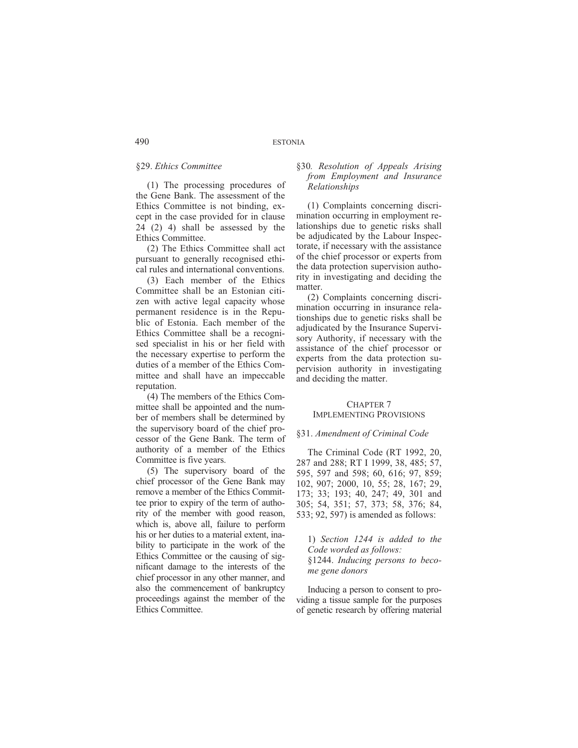## §29. *Ethics Committee*

(1) The processing procedures of the Gene Bank. The assessment of the Ethics Committee is not binding, except in the case provided for in clause 24 (2) 4) shall be assessed by the Ethics Committee.

(2) The Ethics Committee shall act pursuant to generally recognised ethical rules and international conventions.

(3) Each member of the Ethics Committee shall be an Estonian citizen with active legal capacity whose permanent residence is in the Republic of Estonia. Each member of the Ethics Committee shall be a recognised specialist in his or her field with the necessary expertise to perform the duties of a member of the Ethics Committee and shall have an impeccable reputation.

(4) The members of the Ethics Committee shall be appointed and the number of members shall be determined by the supervisory board of the chief processor of the Gene Bank. The term of authority of a member of the Ethics Committee is five years.

(5) The supervisory board of the chief processor of the Gene Bank may remove a member of the Ethics Committee prior to expiry of the term of authority of the member with good reason, which is, above all, failure to perform his or her duties to a material extent, inability to participate in the work of the Ethics Committee or the causing of significant damage to the interests of the chief processor in any other manner, and also the commencement of bankruptcy proceedings against the member of the Ethics Committee.

## §30. *Resolution of Appeals Arising from Employment and Insurance Relationships*

(1) Complaints concerning discrimination occurring in employment relationships due to genetic risks shall be adjudicated by the Labour Inspectorate, if necessary with the assistance of the chief processor or experts from the data protection supervision authority in investigating and deciding the matter.

(2) Complaints concerning discrimination occurring in insurance relationships due to genetic risks shall be adjudicated by the Insurance Supervisory Authority, if necessary with the assistance of the chief processor or experts from the data protection supervision authority in investigating and deciding the matter.

# CHAPTER 7
# IMPLEMENTING PROVISIONS

## §31. *Amendment of Criminal Code*

The Criminal Code (RT 1992, 20, 287 and 288; RT I 1999, 38, 485; 57, 595, 597 and 598; 60, 616; 97, 859; 102, 907; 2000, 10, 55; 28, 167; 29, 173; 33; 193; 40, 247; 49, 301 and 305; 54, 351; 57, 373; 58, 376; 84, 533; 92, 597) is amended as follows:

1) *Section 1244 is added to the Code worded as follows:*
§1244. *Inducing persons to become gene donors*

Inducing a person to consent to providing a tissue sample for the purposes of genetic research by offering material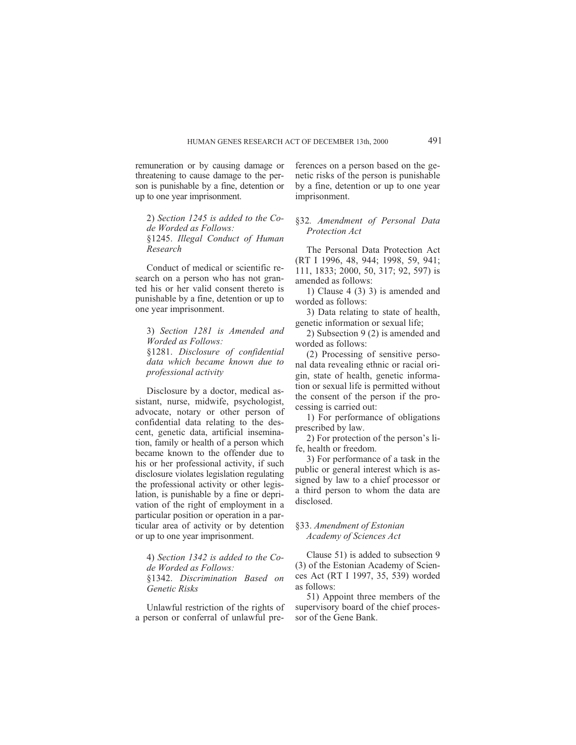remuneration or by causing damage or threatening to cause damage to the person is punishable by a fine, detention or up to one year imprisonment.

2) *Section 1245 is added to the Code Worded as Follows:*
§1245. *Illegal Conduct of Human Research*

Conduct of medical or scientific research on a person who has not granted his or her valid consent thereto is punishable by a fine, detention or up to one year imprisonment.

3) *Section 1281 is Amended and Worded as Follows:*
§1281. *Disclosure of confidential data which became known due to professional activity*

Disclosure by a doctor, medical assistant, nurse, midwife, psychologist, advocate, notary or other person of confidential data relating to the descent, genetic data, artificial insemination, family or health of a person which became known to the offender due to his or her professional activity, if such disclosure violates legislation regulating the professional activity or other legislation, is punishable by a fine or deprivation of the right of employment in a particular position or operation in a particular area of activity or by detention or up to one year imprisonment.

4) *Section 1342 is added to the Code Worded as Follows:*
§1342. *Discrimination Based on Genetic Risks*

Unlawful restriction of the rights of a person or conferral of unlawful preferences on a person based on the genetic risks of the person is punishable by a fine, detention or up to one year imprisonment.

## §32. *Amendment of Personal Data Protection Act*

The Personal Data Protection Act (RT I 1996, 48, 944; 1998, 59, 941; 111, 1833; 2000, 50, 317; 92, 597) is amended as follows:

1) Clause 4 (3) 3) is amended and worded as follows:

3) Data relating to state of health, genetic information or sexual life;

2) Subsection 9 (2) is amended and worded as follows:

(2) Processing of sensitive personal data revealing ethnic or racial origin, state of health, genetic information or sexual life is permitted without the consent of the person if the processing is carried out:

1) For performance of obligations prescribed by law.

2) For protection of the person's life, health or freedom.

3) For performance of a task in the public or general interest which is assigned by law to a chief processor or a third person to whom the data are disclosed.

## §33. *Amendment of Estonian Academy of Sciences Act*

Clause 51) is added to subsection 9 (3) of the Estonian Academy of Sciences Act (RT I 1997, 35, 539) worded as follows:

51) Appoint three members of the supervisory board of the chief processor of the Gene Bank.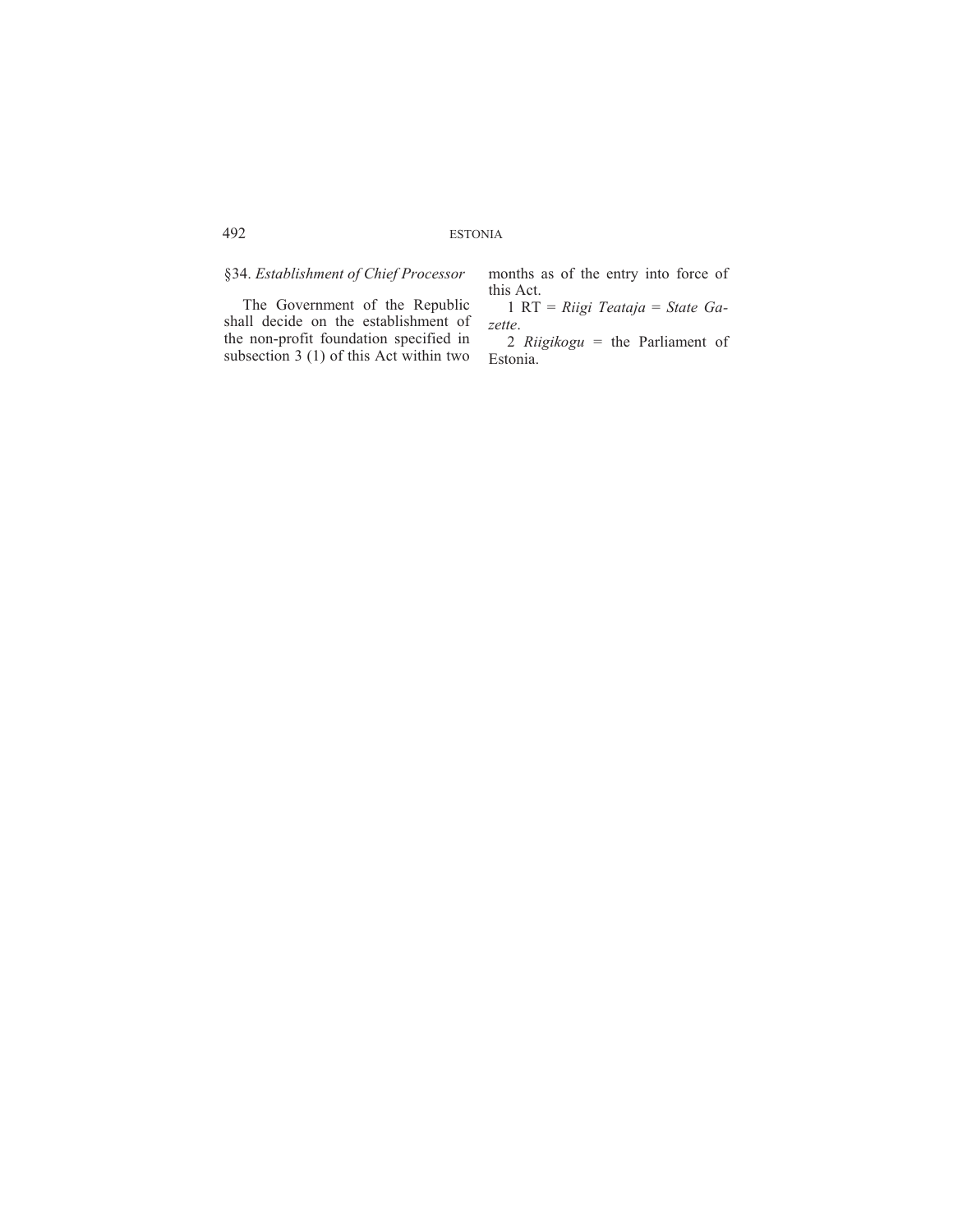§34. *Establishment of Chief Processor*

The Government of the Republic shall decide on the establishment of the non-profit foundation specified in subsection 3 (1) of this Act within two months as of the entry into force of this Act.

1 RT = *Riigi Teataja* = *State Gazette*.

2 *Riigikogu* = the Parliament of Estonia.